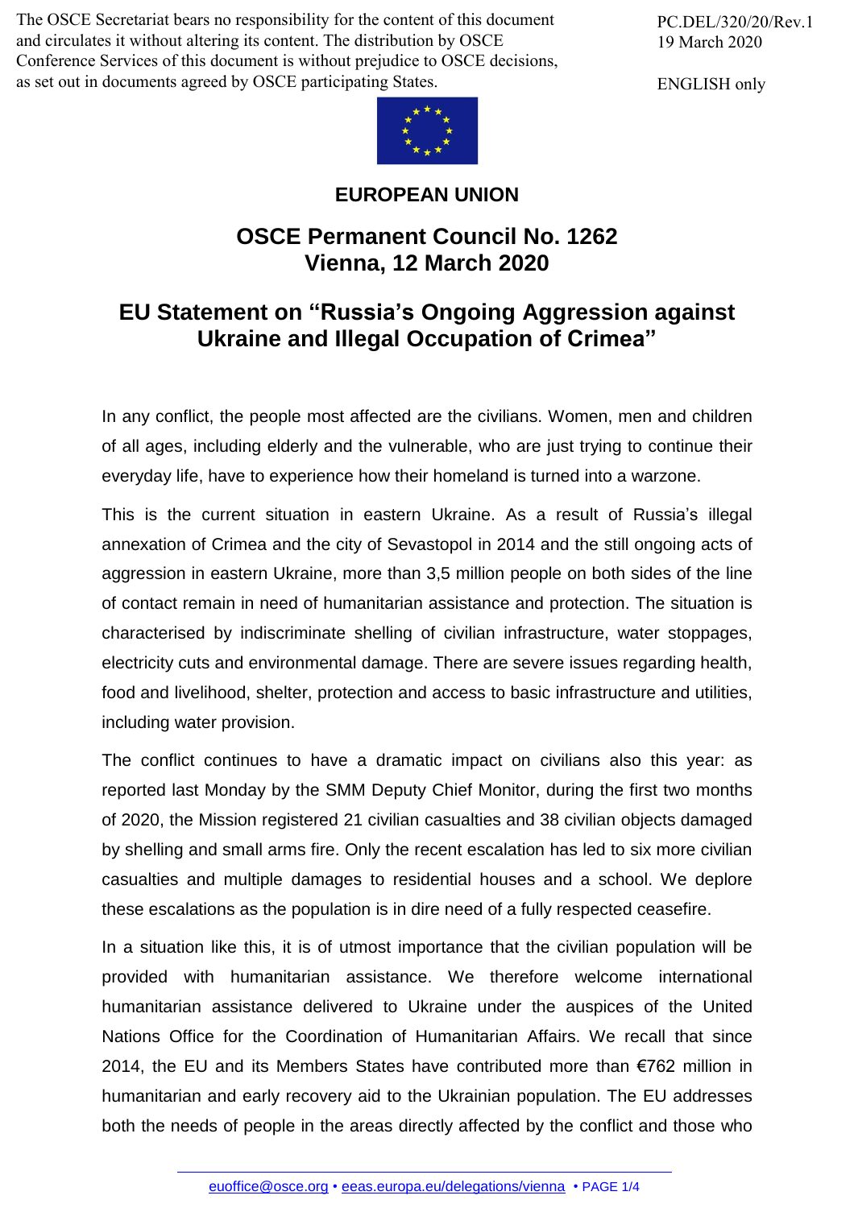The OSCE Secretariat bears no responsibility for the content of this document and circulates it without altering its content. The distribution by OSCE Conference Services of this document is without prejudice to OSCE decisions, as set out in documents agreed by OSCE participating States.

PC.DEL/320/20/Rev.1
19 March 2020

ENGLISH only

**EUROPEAN UNION**

## OSCE Permanent Council No. 1262
## Vienna, 12 March 2020

# EU Statement on "Russia's Ongoing Aggression against Ukraine and Illegal Occupation of Crimea"

In any conflict, the people most affected are the civilians. Women, men and children of all ages, including elderly and the vulnerable, who are just trying to continue their everyday life, have to experience how their homeland is turned into a warzone.

This is the current situation in eastern Ukraine. As a result of Russia's illegal annexation of Crimea and the city of Sevastopol in 2014 and the still ongoing acts of aggression in eastern Ukraine, more than 3,5 million people on both sides of the line of contact remain in need of humanitarian assistance and protection. The situation is characterised by indiscriminate shelling of civilian infrastructure, water stoppages, electricity cuts and environmental damage. There are severe issues regarding health, food and livelihood, shelter, protection and access to basic infrastructure and utilities, including water provision.

The conflict continues to have a dramatic impact on civilians also this year: as reported last Monday by the SMM Deputy Chief Monitor, during the first two months of 2020, the Mission registered 21 civilian casualties and 38 civilian objects damaged by shelling and small arms fire. Only the recent escalation has led to six more civilian casualties and multiple damages to residential houses and a school. We deplore these escalations as the population is in dire need of a fully respected ceasefire.

In a situation like this, it is of utmost importance that the civilian population will be provided with humanitarian assistance. We therefore welcome international humanitarian assistance delivered to Ukraine under the auspices of the United Nations Office for the Coordination of Humanitarian Affairs. We recall that since 2014, the EU and its Members States have contributed more than €762 million in humanitarian and early recovery aid to the Ukrainian population. The EU addresses both the needs of people in the areas directly affected by the conflict and those who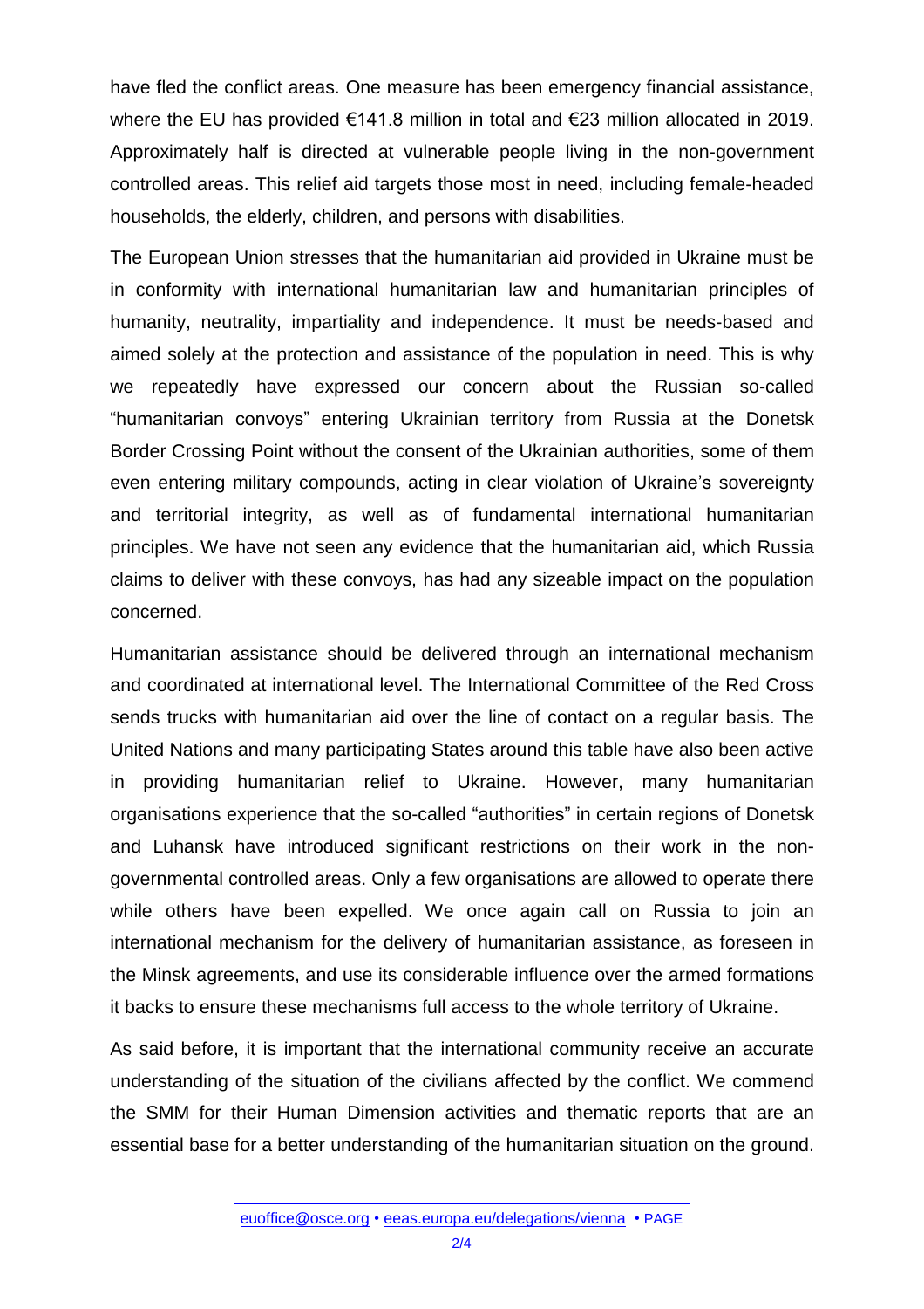have fled the conflict areas. One measure has been emergency financial assistance, where the EU has provided €141.8 million in total and €23 million allocated in 2019. Approximately half is directed at vulnerable people living in the non-government controlled areas. This relief aid targets those most in need, including female-headed households, the elderly, children, and persons with disabilities.

The European Union stresses that the humanitarian aid provided in Ukraine must be in conformity with international humanitarian law and humanitarian principles of humanity, neutrality, impartiality and independence. It must be needs-based and aimed solely at the protection and assistance of the population in need. This is why we repeatedly have expressed our concern about the Russian so-called "humanitarian convoys" entering Ukrainian territory from Russia at the Donetsk Border Crossing Point without the consent of the Ukrainian authorities, some of them even entering military compounds, acting in clear violation of Ukraine's sovereignty and territorial integrity, as well as of fundamental international humanitarian principles. We have not seen any evidence that the humanitarian aid, which Russia claims to deliver with these convoys, has had any sizeable impact on the population concerned.

Humanitarian assistance should be delivered through an international mechanism and coordinated at international level. The International Committee of the Red Cross sends trucks with humanitarian aid over the line of contact on a regular basis. The United Nations and many participating States around this table have also been active in providing humanitarian relief to Ukraine. However, many humanitarian organisations experience that the so-called "authorities" in certain regions of Donetsk and Luhansk have introduced significant restrictions on their work in the non-governmental controlled areas. Only a few organisations are allowed to operate there while others have been expelled. We once again call on Russia to join an international mechanism for the delivery of humanitarian assistance, as foreseen in the Minsk agreements, and use its considerable influence over the armed formations it backs to ensure these mechanisms full access to the whole territory of Ukraine.

As said before, it is important that the international community receive an accurate understanding of the situation of the civilians affected by the conflict. We commend the SMM for their Human Dimension activities and thematic reports that are an essential base for a better understanding of the humanitarian situation on the ground.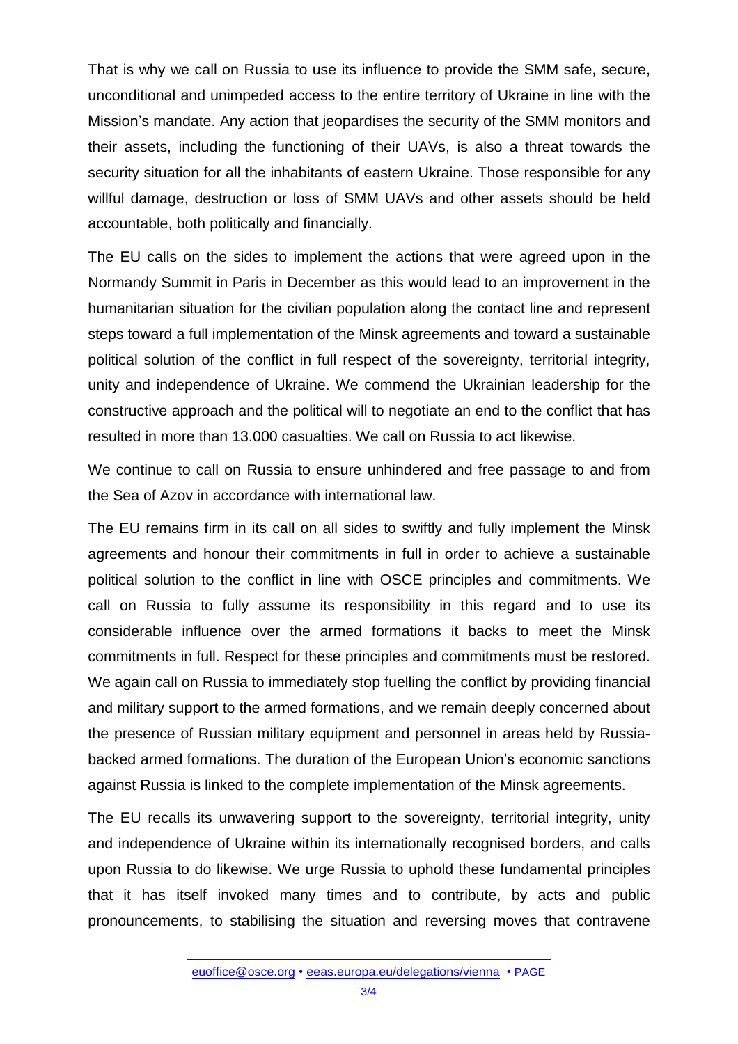That is why we call on Russia to use its influence to provide the SMM safe, secure, unconditional and unimpeded access to the entire territory of Ukraine in line with the Mission's mandate. Any action that jeopardises the security of the SMM monitors and their assets, including the functioning of their UAVs, is also a threat towards the security situation for all the inhabitants of eastern Ukraine. Those responsible for any willful damage, destruction or loss of SMM UAVs and other assets should be held accountable, both politically and financially.

The EU calls on the sides to implement the actions that were agreed upon in the Normandy Summit in Paris in December as this would lead to an improvement in the humanitarian situation for the civilian population along the contact line and represent steps toward a full implementation of the Minsk agreements and toward a sustainable political solution of the conflict in full respect of the sovereignty, territorial integrity, unity and independence of Ukraine. We commend the Ukrainian leadership for the constructive approach and the political will to negotiate an end to the conflict that has resulted in more than 13.000 casualties. We call on Russia to act likewise.

We continue to call on Russia to ensure unhindered and free passage to and from the Sea of Azov in accordance with international law.

The EU remains firm in its call on all sides to swiftly and fully implement the Minsk agreements and honour their commitments in full in order to achieve a sustainable political solution to the conflict in line with OSCE principles and commitments. We call on Russia to fully assume its responsibility in this regard and to use its considerable influence over the armed formations it backs to meet the Minsk commitments in full. Respect for these principles and commitments must be restored. We again call on Russia to immediately stop fuelling the conflict by providing financial and military support to the armed formations, and we remain deeply concerned about the presence of Russian military equipment and personnel in areas held by Russia-backed armed formations. The duration of the European Union's economic sanctions against Russia is linked to the complete implementation of the Minsk agreements.

The EU recalls its unwavering support to the sovereignty, territorial integrity, unity and independence of Ukraine within its internationally recognised borders, and calls upon Russia to do likewise. We urge Russia to uphold these fundamental principles that it has itself invoked many times and to contribute, by acts and public pronouncements, to stabilising the situation and reversing moves that contravene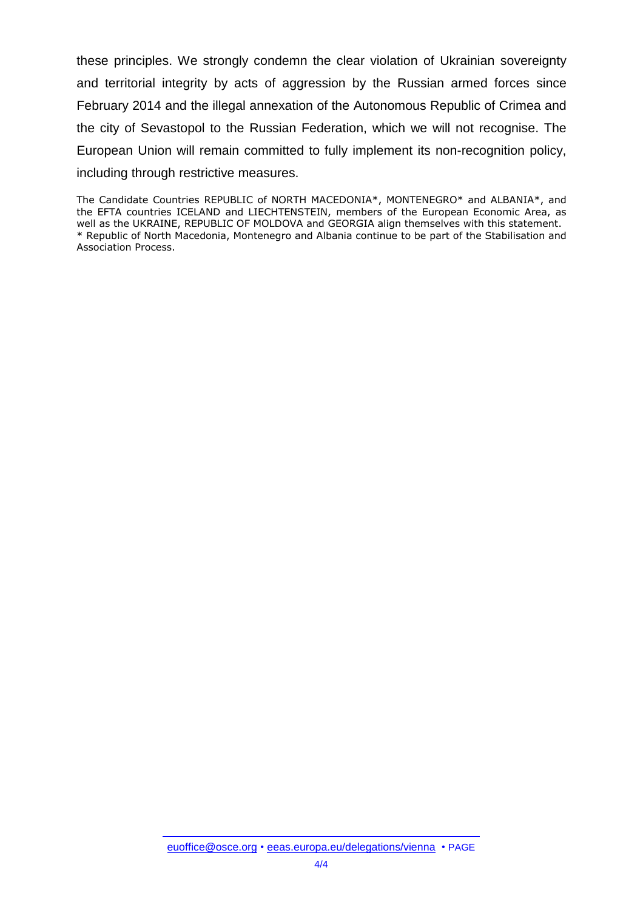these principles. We strongly condemn the clear violation of Ukrainian sovereignty and territorial integrity by acts of aggression by the Russian armed forces since February 2014 and the illegal annexation of the Autonomous Republic of Crimea and the city of Sevastopol to the Russian Federation, which we will not recognise. The European Union will remain committed to fully implement its non-recognition policy, including through restrictive measures.

The Candidate Countries REPUBLIC of NORTH MACEDONIA*, MONTENEGRO* and ALBANIA*, and the EFTA countries ICELAND and LIECHTENSTEIN, members of the European Economic Area, as well as the UKRAINE, REPUBLIC OF MOLDOVA and GEORGIA align themselves with this statement.
* Republic of North Macedonia, Montenegro and Albania continue to be part of the Stabilisation and Association Process.